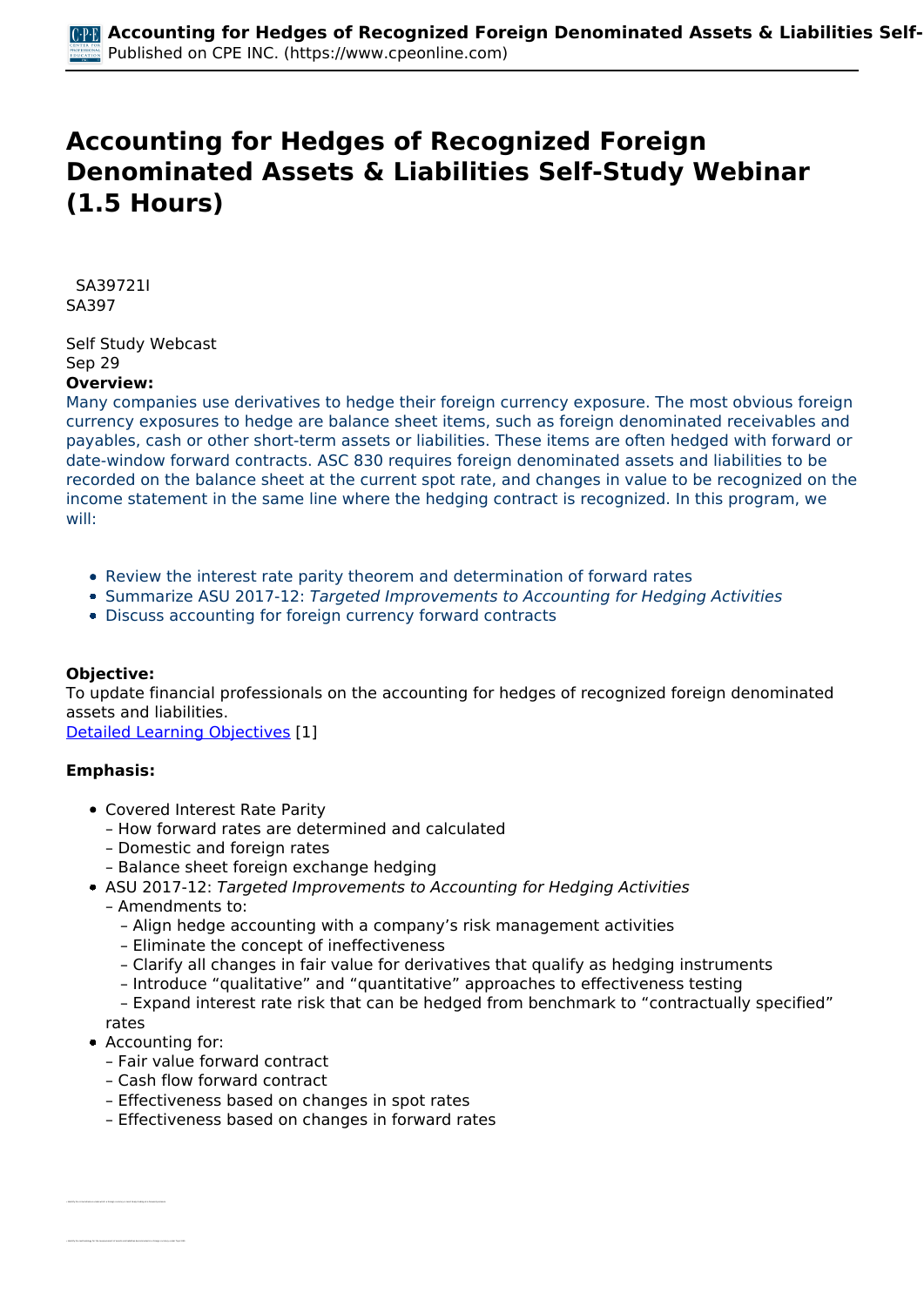# Accounting for Hedges of Recognized Foreign Denominated Assets & Liabilities Self-Study Webinar (1.5 Hours)

SA39721I
SA397

Self Study Webcast
Sep 29

**Overview:**

Many companies use derivatives to hedge their foreign currency exposure. The most obvious foreign currency exposures to hedge are balance sheet items, such as foreign denominated receivables and payables, cash or other short-term assets or liabilities. These items are often hedged with forward or date-window forward contracts. ASC 830 requires foreign denominated assets and liabilities to be recorded on the balance sheet at the current spot rate, and changes in value to be recognized on the income statement in the same line where the hedging contract is recognized. In this program, we will:

- Review the interest rate parity theorem and determination of forward rates
- Summarize ASU 2017-12: *Targeted Improvements to Accounting for Hedging Activities*
- Discuss accounting for foreign currency forward contracts

**Objective:**

To update financial professionals on the accounting for hedges of recognized foreign denominated assets and liabilities.
Detailed Learning Objectives [1]

**Emphasis:**

- Covered Interest Rate Parity
  – How forward rates are determined and calculated
  – Domestic and foreign rates
  – Balance sheet foreign exchange hedging
- ASU 2017-12: *Targeted Improvements to Accounting for Hedging Activities*
  – Amendments to:
    – Align hedge accounting with a company's risk management activities
    – Eliminate the concept of ineffectiveness
    – Clarify all changes in fair value for derivatives that qualify as hedging instruments
    – Introduce "qualitative" and "quantitative" approaches to effectiveness testing
    – Expand interest rate risk that can be hedged from benchmark to "contractually specified" rates
- Accounting for:
  – Fair value forward contract
  – Cash flow forward contract
  – Effectiveness based on changes in spot rates
  – Effectiveness based on changes in forward rates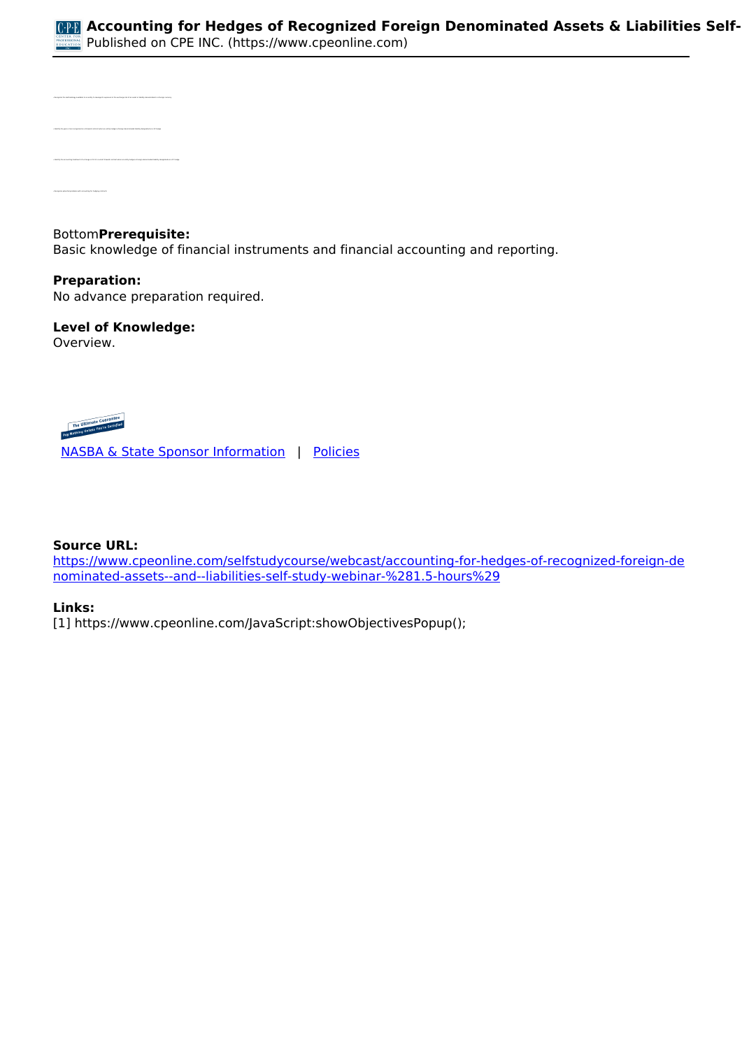BottomPrerequisite:

**Prerequisite:**
Basic knowledge of financial instruments and financial accounting and reporting.

**Preparation:**
No advance preparation required.

**Level of Knowledge:**
Overview.

NASBA & State Sponsor Information | Policies

**Source URL:**
https://www.cpeonline.com/selfstudycourse/webcast/accounting-for-hedges-of-recognized-foreign-denominated-assets--and--liabilities-self-study-webinar-%281.5-hours%29

**Links:**
[1] https://www.cpeonline.com/JavaScript:showObjectivesPopup();